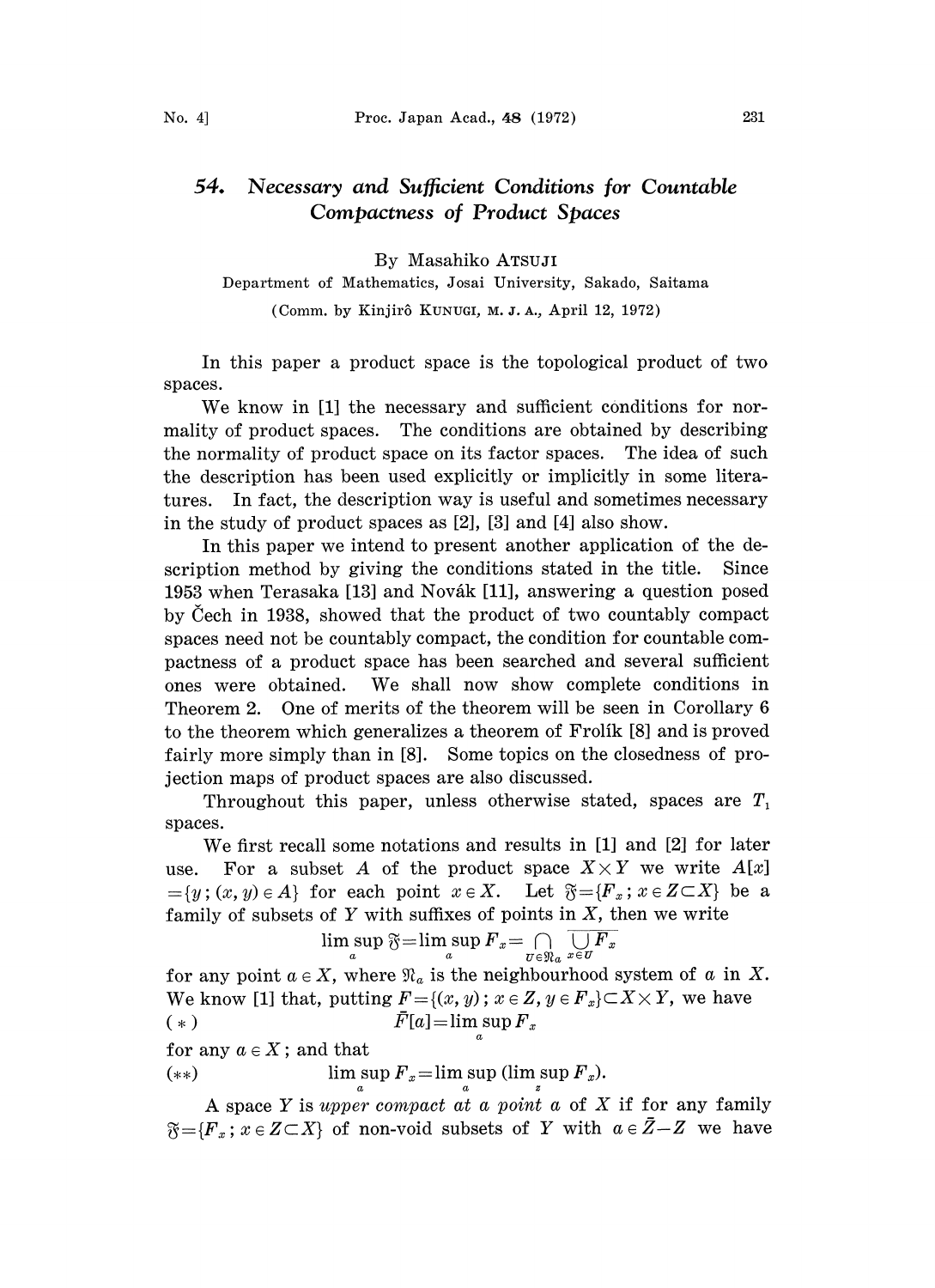# 54. *Necessary and Sufficient Conditions for Countable Compactness of Product Spaces*

By Masahiko ATSUJI

Department of Mathematics, Josai University, Sakado, Saitama

(Comm. by Kinjirô KUNUGI, M. J. A., April 12, 1972)

In this paper a product space is the topological product of two spaces.

We know in [1] the necessary and sufficient conditions for normality of product spaces. The conditions are obtained by describing the normality of product space on its factor spaces. The idea of such the description has been used explicitly or implicitly in some literatures. In fact, the description way is useful and sometimes necessary in the study of product spaces as [2], [3] and [4] also show.

In this paper we intend to present another application of the description method by giving the conditions stated in the title. Since 1953 when Terasaka [13] and Novák [11], answering a question posed by Čech in 1938, showed that the product of two countably compact spaces need not be countably compact, the condition for countable compactness of a product space has been searched and several sufficient ones were obtained. We shall now show complete conditions in Theorem 2. One of merits of the theorem will be seen in Corollary 6 to the theorem which generalizes a theorem of Frolík [8] and is proved fairly more simply than in [8]. Some topics on the closedness of projection maps of product spaces are also discussed.

Throughout this paper, unless otherwise stated, spaces are $T_1$ spaces.

We first recall some notations and results in [1] and [2] for later use. For a subset $A$ of the product space $X\times Y$ we write $A[x]=\{y\,;(x,y)\in A\}$ for each point $x\in X$. Let $\mathfrak{F}=\{F_x\,;x\in Z\subset X\}$ be a family of subsets of $Y$ with suffixes of points in $X$, then we write

$$\limsup_a \mathfrak{F}=\limsup_a F_x=\bigcap_{U\in\mathfrak{N}_a}\overline{\bigcup_{x\in U}F_x}$$

for any point $a\in X$, where $\mathfrak{N}_a$ is the neighbourhood system of $a$ in $X$. We know [1] that, putting $F=\{(x,y)\,;x\in Z,y\in F_x\}\subset X\times Y$, we have

$$(*)\qquad \bar{F}[a]=\limsup_a F_x$$

for any $a\in X$; and that

$$(**)\qquad \limsup_a F_x=\limsup_a(\limsup_z F_x).$$

A space $Y$ is *upper compact at a point* $a$ of $X$ if for any family $\mathfrak{F}=\{F_x\,;x\in Z\subset X\}$ of non-void subsets of $Y$ with $a\in\bar{Z}-Z$ we have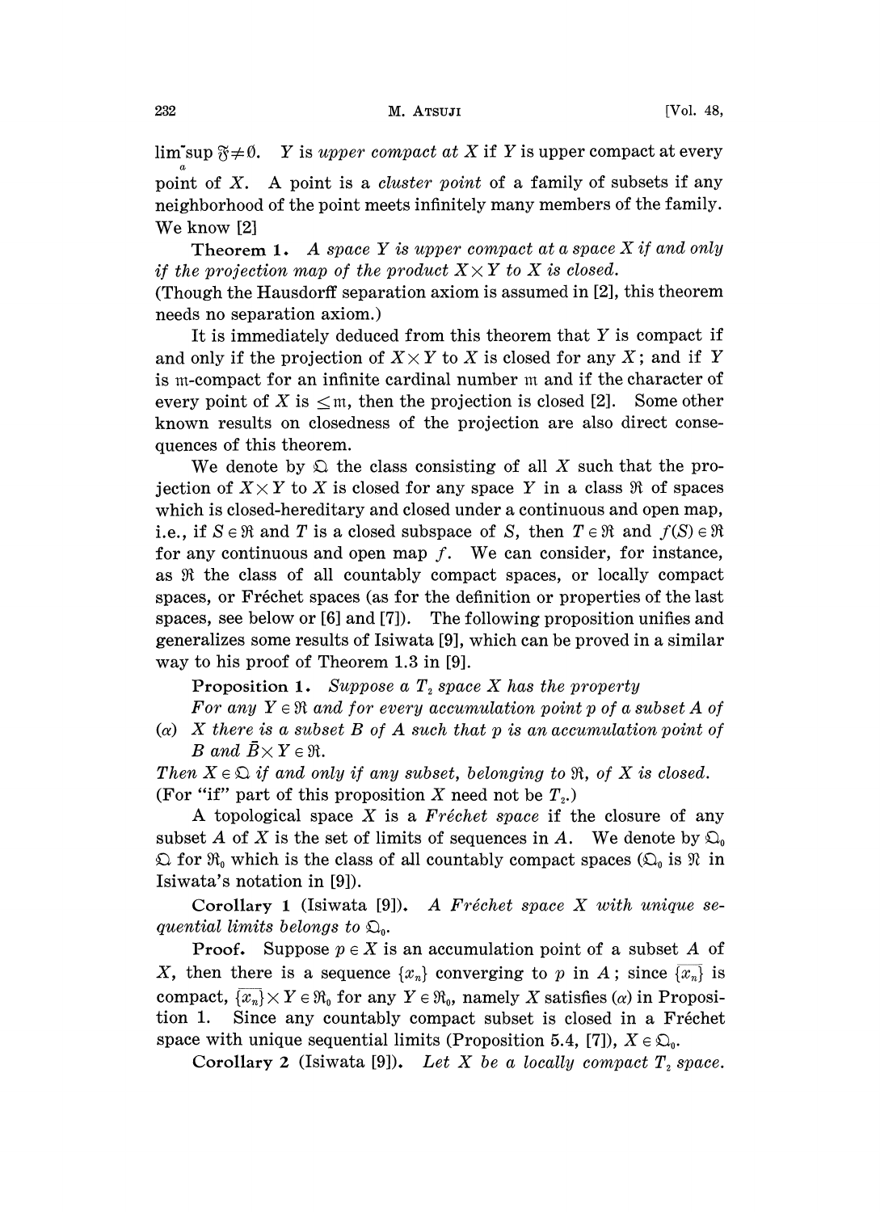$\lim_{a}^{-}\sup \mathfrak{F} \neq \emptyset$. $Y$ is *upper compact at* $X$ if $Y$ is upper compact at every point of $X$. A point is a *cluster point* of a family of subsets if any neighborhood of the point meets infinitely many members of the family. We know [2]

**Theorem 1.** *A space $Y$ is upper compact at a space $X$ if and only if the projection map of the product $X \times Y$ to $X$ is closed.*
(Though the Hausdorff separation axiom is assumed in [2], this theorem needs no separation axiom.)

It is immediately deduced from this theorem that $Y$ is compact if and only if the projection of $X \times Y$ to $X$ is closed for any $X$; and if $Y$ is $\mathfrak{m}$-compact for an infinite cardinal number $\mathfrak{m}$ and if the character of every point of $X$ is $\leq \mathfrak{m}$, then the projection is closed [2]. Some other known results on closedness of the projection are also direct consequences of this theorem.

We denote by $\mathfrak{Q}$ the class consisting of all $X$ such that the projection of $X \times Y$ to $X$ is closed for any space $Y$ in a class $\mathfrak{R}$ of spaces which is closed-hereditary and closed under a continuous and open map, i.e., if $S \in \mathfrak{R}$ and $T$ is a closed subspace of $S$, then $T \in \mathfrak{R}$ and $f(S) \in \mathfrak{R}$ for any continuous and open map $f$. We can consider, for instance, as $\mathfrak{R}$ the class of all countably compact spaces, or locally compact spaces, or Fréchet spaces (as for the definition or properties of the last spaces, see below or [6] and [7]). The following proposition unifies and generalizes some results of Isiwata [9], which can be proved in a similar way to his proof of Theorem 1.3 in [9].

**Proposition 1.** *Suppose a $T_2$ space $X$ has the property*

($\alpha$) *For any $Y \in \mathfrak{R}$ and for every accumulation point $p$ of a subset $A$ of $X$ there is a subset $B$ of $A$ such that $p$ is an accumulation point of $B$ and $\bar{B} \times Y \in \mathfrak{R}$.*

*Then $X \in \mathfrak{Q}$ if and only if any subset, belonging to $\mathfrak{R}$, of $X$ is closed.* (For "if" part of this proposition $X$ need not be $T_2$.)

A topological space $X$ is a *Fréchet space* if the closure of any subset $A$ of $X$ is the set of limits of sequences in $A$. We denote by $\mathfrak{Q}_0$ $\mathfrak{Q}$ for $\mathfrak{R}_0$ which is the class of all countably compact spaces ($\mathfrak{Q}_0$ is $\mathfrak{R}$ in Isiwata's notation in [9]).

**Corollary 1** (Isiwata [9]). *A Fréchet space $X$ with unique sequential limits belongs to $\mathfrak{Q}_0$.*

**Proof.** Suppose $p \in X$ is an accumulation point of a subset $A$ of $X$, then there is a sequence $\{x_n\}$ converging to $p$ in $A$; since $\overline{\{x_n\}}$ is compact, $\overline{\{x_n\}} \times Y \in \mathfrak{R}_0$ for any $Y \in \mathfrak{R}_0$, namely $X$ satisfies ($\alpha$) in Proposition 1. Since any countably compact subset is closed in a Fréchet space with unique sequential limits (Proposition 5.4, [7]), $X \in \mathfrak{Q}_0$.

**Corollary 2** (Isiwata [9]). *Let $X$ be a locally compact $T_2$ space.*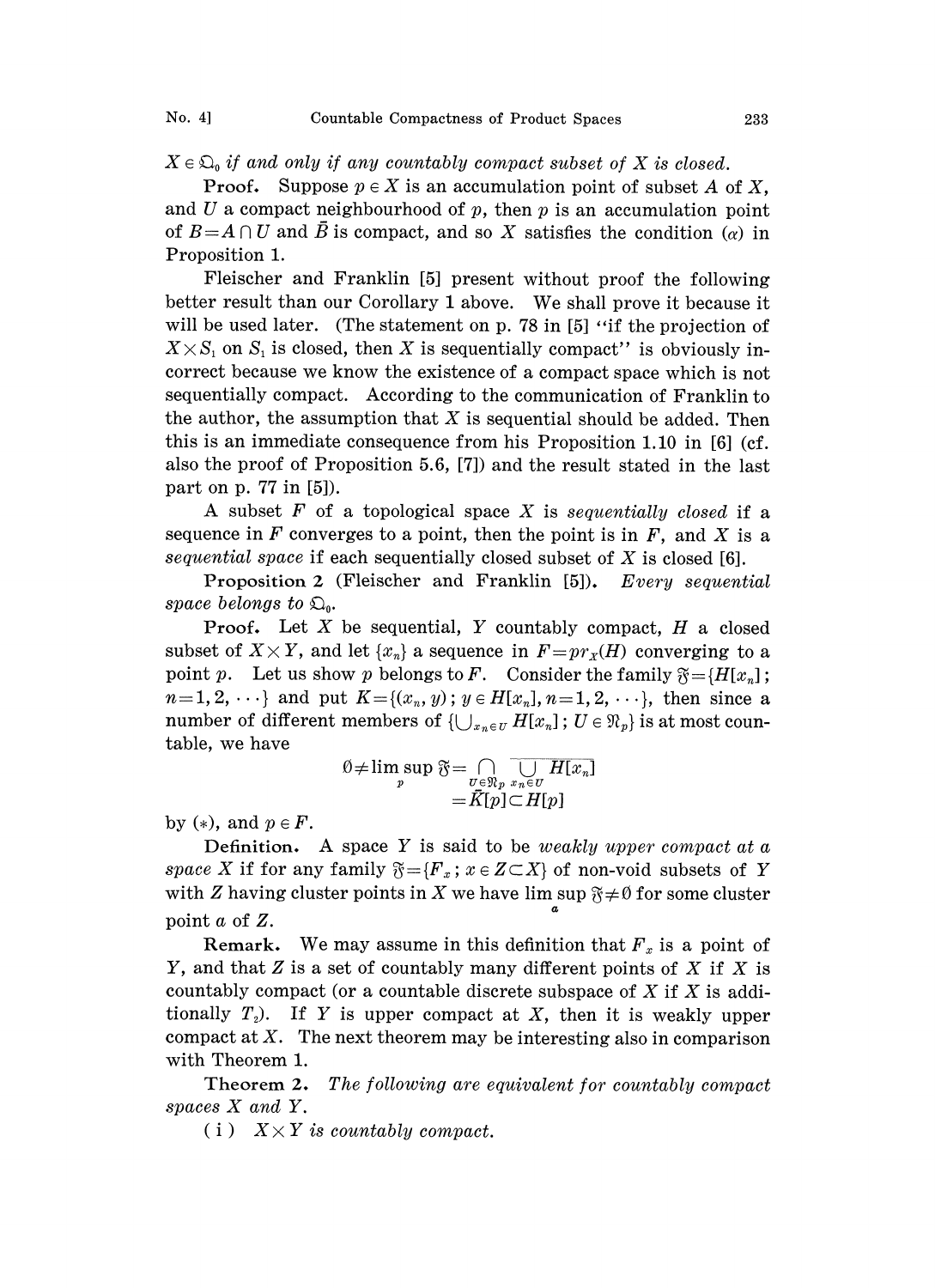$X \in \mathfrak{Q}_0$ *if and only if any countably compact subset of* $X$ *is closed.*

**Proof.** Suppose $p \in X$ is an accumulation point of subset $A$ of $X$, and $U$ a compact neighbourhood of $p$, then $p$ is an accumulation point of $B = A \cap U$ and $\bar{B}$ is compact, and so $X$ satisfies the condition ($\alpha$) in Proposition 1.

Fleischer and Franklin [5] present without proof the following better result than our Corollary 1 above. We shall prove it because it will be used later. (The statement on p. 78 in [5] "if the projection of $X \times S_1$ on $S_1$ is closed, then $X$ is sequentially compact" is obviously incorrect because we know the existence of a compact space which is not sequentially compact. According to the communication of Franklin to the author, the assumption that $X$ is sequential should be added. Then this is an immediate consequence from his Proposition 1.10 in [6] (cf. also the proof of Proposition 5.6, [7]) and the result stated in the last part on p. 77 in [5]).

A subset $F$ of a topological space $X$ is *sequentially closed* if a sequence in $F$ converges to a point, then the point is in $F$, and $X$ is a *sequential space* if each sequentially closed subset of $X$ is closed [6].

**Proposition 2** (Fleischer and Franklin [5]). *Every sequential space belongs to* $\mathfrak{Q}_0$.

**Proof.** Let $X$ be sequential, $Y$ countably compact, $H$ a closed subset of $X \times Y$, and let $\{x_n\}$ a sequence in $F = pr_X(H)$ converging to a point $p$. Let us show $p$ belongs to $F$. Consider the family $\mathfrak{F} = \{H[x_n];\ n = 1, 2, \cdots\}$ and put $K = \{(x_n, y);\ y \in H[x_n], n = 1, 2, \cdots\}$, then since a number of different members of $\{\bigcup_{x_n \in U} H[x_n];\ U \in \mathfrak{N}_p\}$ is at most countable, we have

$$\emptyset \neq \limsup_p \mathfrak{F} = \bigcap_{U \in \mathfrak{N}_p} \overline{\bigcup_{x_n \in U} H[x_n]}$$
$$= \bar{K}[p] \subset H[p]$$

by (*), and $p \in F$.

**Definition.** A space $Y$ is said to be *weakly upper compact at a space* $X$ if for any family $\mathfrak{F} = \{F_x;\ x \in Z \subset X\}$ of non-void subsets of $Y$ with $Z$ having cluster points in $X$ we have $\limsup_a \mathfrak{F} \neq \emptyset$ for some cluster point $a$ of $Z$.

**Remark.** We may assume in this definition that $F_x$ is a point of $Y$, and that $Z$ is a set of countably many different points of $X$ if $X$ is countably compact (or a countable discrete subspace of $X$ if $X$ is additionally $T_2$). If $Y$ is upper compact at $X$, then it is weakly upper compact at $X$. The next theorem may be interesting also in comparison with Theorem 1.

**Theorem 2.** *The following are equivalent for countably compact spaces* $X$ *and* $Y$.

(i) $X \times Y$ *is countably compact.*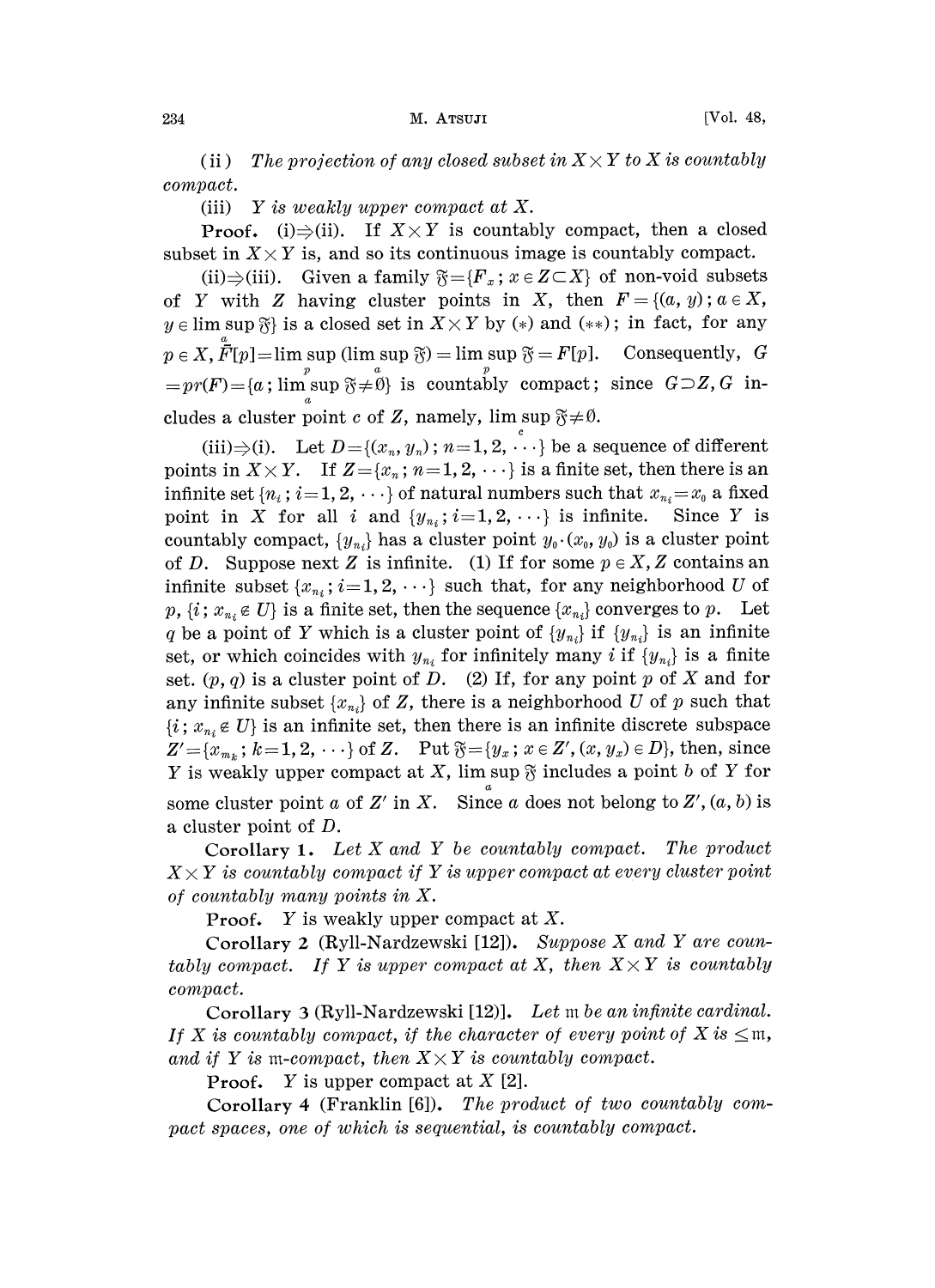(ii) *The projection of any closed subset in $X \times Y$ to $X$ is countably compact.*

(iii) *$Y$ is weakly upper compact at $X$.*

**Proof.** (i)$\Rightarrow$(ii). If $X \times Y$ is countably compact, then a closed subset in $X \times Y$ is, and so its continuous image is countably compact.

(ii)$\Rightarrow$(iii). Given a family $\mathfrak{F} = \{F_x ; x \in Z \subset X\}$ of non-void subsets of $Y$ with $Z$ having cluster points in $X$, then $F = \{(a, y) ; a \in X, y \in \limsup\limits_{a} \mathfrak{F}\}$ is a closed set in $X \times Y$ by (\*) and (\*\*); in fact, for any $p \in X$, $\bar{F}[p] = \limsup\limits_{p} (\limsup\limits_{a} \mathfrak{F}) = \limsup\limits_{p} \mathfrak{F} = F[p]$. Consequently, $G = pr(F) = \{a ; \limsup\limits_{a} \mathfrak{F} \neq \emptyset\}$ is countably compact; since $G \supset Z$, $G$ includes a cluster point $c$ of $Z$, namely, $\limsup\limits_{c} \mathfrak{F} \neq \emptyset$.

(iii)$\Rightarrow$(i). Let $D = \{(x_n, y_n) ; n = 1, 2, \cdots\}$ be a sequence of different points in $X \times Y$. If $Z = \{x_n ; n = 1, 2, \cdots\}$ is a finite set, then there is an infinite set $\{n_i ; i = 1, 2, \cdots\}$ of natural numbers such that $x_{n_i} = x_0$ a fixed point in $X$ for all $i$ and $\{y_{n_i} ; i = 1, 2, \cdots\}$ is infinite. Since $Y$ is countably compact, $\{y_{n_i}\}$ has a cluster point $y_0 \cdot (x_0, y_0)$ is a cluster point of $D$. Suppose next $Z$ is infinite. (1) If for some $p \in X$, $Z$ contains an infinite subset $\{x_{n_i} ; i = 1, 2, \cdots\}$ such that, for any neighborhood $U$ of $p$, $\{i ; x_{n_i} \notin U\}$ is a finite set, then the sequence $\{x_{n_i}\}$ converges to $p$. Let $q$ be a point of $Y$ which is a cluster point of $\{y_{n_i}\}$ if $\{y_{n_i}\}$ is an infinite set, or which coincides with $y_{n_i}$ for infinitely many $i$ if $\{y_{n_i}\}$ is a finite set. $(p, q)$ is a cluster point of $D$. (2) If, for any point $p$ of $X$ and for any infinite subset $\{x_{n_i}\}$ of $Z$, there is a neighborhood $U$ of $p$ such that $\{i ; x_{n_i} \notin U\}$ is an infinite set, then there is an infinite discrete subspace $Z' = \{x_{m_k} ; k = 1, 2, \cdots\}$ of $Z$. Put $\mathfrak{F} = \{y_x ; x \in Z', (x, y_x) \in D\}$, then, since $Y$ is weakly upper compact at $X$, $\limsup\limits_{a} \mathfrak{F}$ includes a point $b$ of $Y$ for some cluster point $a$ of $Z'$ in $X$. Since $a$ does not belong to $Z'$, $(a, b)$ is a cluster point of $D$.

**Corollary 1.** *Let $X$ and $Y$ be countably compact. The product $X \times Y$ is countably compact if $Y$ is upper compact at every cluster point of countably many points in $X$.*

**Proof.** $Y$ is weakly upper compact at $X$.

**Corollary 2** (Ryll-Nardzewski [12]). *Suppose $X$ and $Y$ are countably compact. If $Y$ is upper compact at $X$, then $X \times Y$ is countably compact.*

**Corollary 3** (Ryll-Nardzewski [12]). *Let $\mathfrak{m}$ be an infinite cardinal. If $X$ is countably compact, if the character of every point of $X$ is $\leq \mathfrak{m}$, and if $Y$ is $\mathfrak{m}$-compact, then $X \times Y$ is countably compact.*

**Proof.** $Y$ is upper compact at $X$ [2].

**Corollary 4** (Franklin [6]). *The product of two countably compact spaces, one of which is sequential, is countably compact.*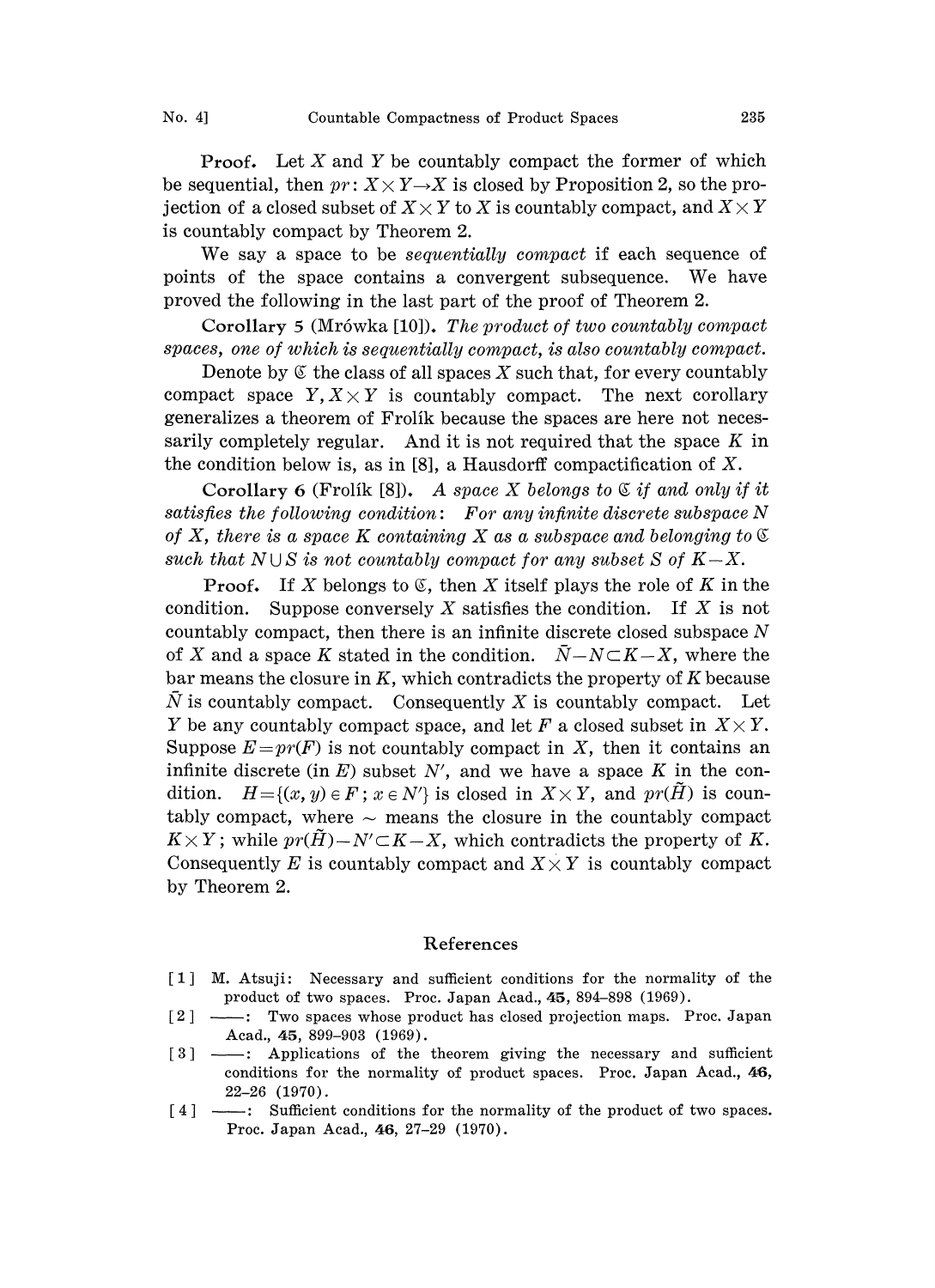**Proof.** Let $X$ and $Y$ be countably compact the former of which be sequential, then $pr: X\times Y \to X$ is closed by Proposition 2, so the projection of a closed subset of $X\times Y$ to $X$ is countably compact, and $X\times Y$ is countably compact by Theorem 2.

We say a space to be *sequentially compact* if each sequence of points of the space contains a convergent subsequence. We have proved the following in the last part of the proof of Theorem 2.

**Corollary 5** (Mrówka [10]). *The product of two countably compact spaces, one of which is sequentially compact, is also countably compact.*

Denote by $\mathfrak{C}$ the class of all spaces $X$ such that, for every countably compact space $Y, X\times Y$ is countably compact. The next corollary generalizes a theorem of Frolík because the spaces are here not necessarily completely regular. And it is not required that the space $K$ in the condition below is, as in [8], a Hausdorff compactification of $X$.

**Corollary 6** (Frolík [8]). *A space $X$ belongs to $\mathfrak{C}$ if and only if it satisfies the following condition: For any infinite discrete subspace $N$ of $X$, there is a space $K$ containing $X$ as a subspace and belonging to $\mathfrak{C}$ such that $N\cup S$ is not countably compact for any subset $S$ of $K-X$.*

**Proof.** If $X$ belongs to $\mathfrak{C}$, then $X$ itself plays the role of $K$ in the condition. Suppose conversely $X$ satisfies the condition. If $X$ is not countably compact, then there is an infinite discrete closed subspace $N$ of $X$ and a space $K$ stated in the condition. $\bar{N}-N\subset K-X$, where the bar means the closure in $K$, which contradicts the property of $K$ because $\bar{N}$ is countably compact. Consequently $X$ is countably compact. Let $Y$ be any countably compact space, and let $F$ a closed subset in $X\times Y$. Suppose $E=pr(F)$ is not countably compact in $X$, then it contains an infinite discrete (in $E$) subset $N'$, and we have a space $K$ in the condition. $H=\{(x, y)\in F\,;\, x\in N'\}$ is closed in $X\times Y$, and $pr(\tilde{H})$ is countably compact, where $\sim$ means the closure in the countably compact $K\times Y$; while $pr(\tilde{H})-N'\subset K-X$, which contradicts the property of $K$. Consequently $E$ is countably compact and $X\times Y$ is countably compact by Theorem 2.

## References

[1] M. Atsuji: Necessary and sufficient conditions for the normality of the product of two spaces. Proc. Japan Acad., **45**, 894–898 (1969).

[2] ——: Two spaces whose product has closed projection maps. Proc. Japan Acad., **45**, 899–903 (1969).

[3] ——: Applications of the theorem giving the necessary and sufficient conditions for the normality of product spaces. Proc. Japan Acad., **46**, 22–26 (1970).

[4] ——: Sufficient conditions for the normality of the product of two spaces. Proc. Japan Acad., **46**, 27–29 (1970).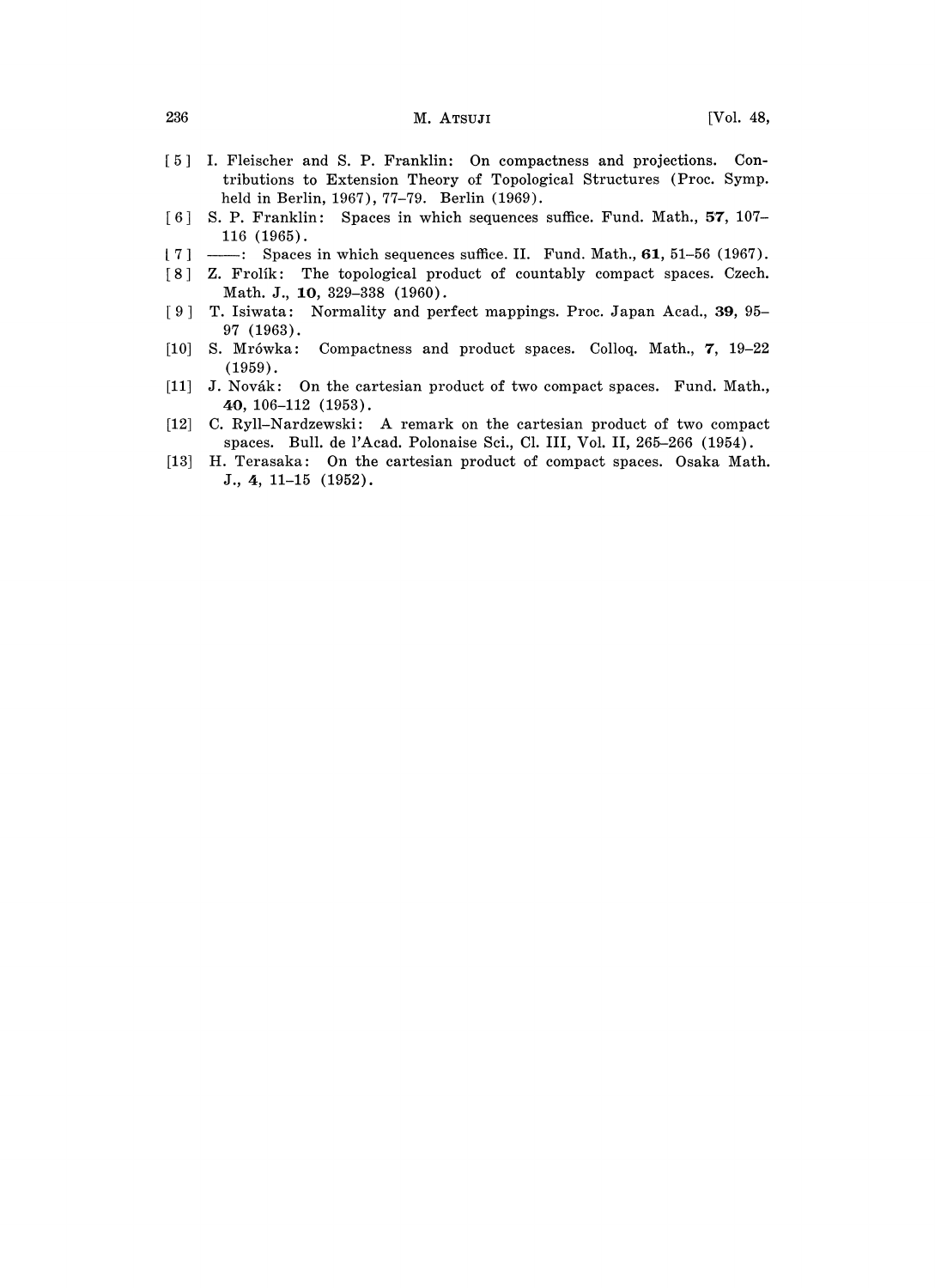[5] I. Fleischer and S. P. Franklin: On compactness and projections. Contributions to Extension Theory of Topological Structures (Proc. Symp. held in Berlin, 1967), 77–79. Berlin (1969).

[6] S. P. Franklin: Spaces in which sequences suffice. Fund. Math., **57**, 107–116 (1965).

[7] ——: Spaces in which sequences suffice. II. Fund. Math., **61**, 51–56 (1967).

[8] Z. Frolík: The topological product of countably compact spaces. Czech. Math. J., **10**, 329–338 (1960).

[9] T. Isiwata: Normality and perfect mappings. Proc. Japan Acad., **39**, 95–97 (1963).

[10] S. Mrówka: Compactness and product spaces. Colloq. Math., **7**, 19–22 (1959).

[11] J. Novák: On the cartesian product of two compact spaces. Fund. Math., **40**, 106–112 (1953).

[12] C. Ryll-Nardzewski: A remark on the cartesian product of two compact spaces. Bull. de l'Acad. Polonaise Sci., Cl. III, Vol. II, 265–266 (1954).

[13] H. Terasaka: On the cartesian product of compact spaces. Osaka Math. J., **4**, 11–15 (1952).